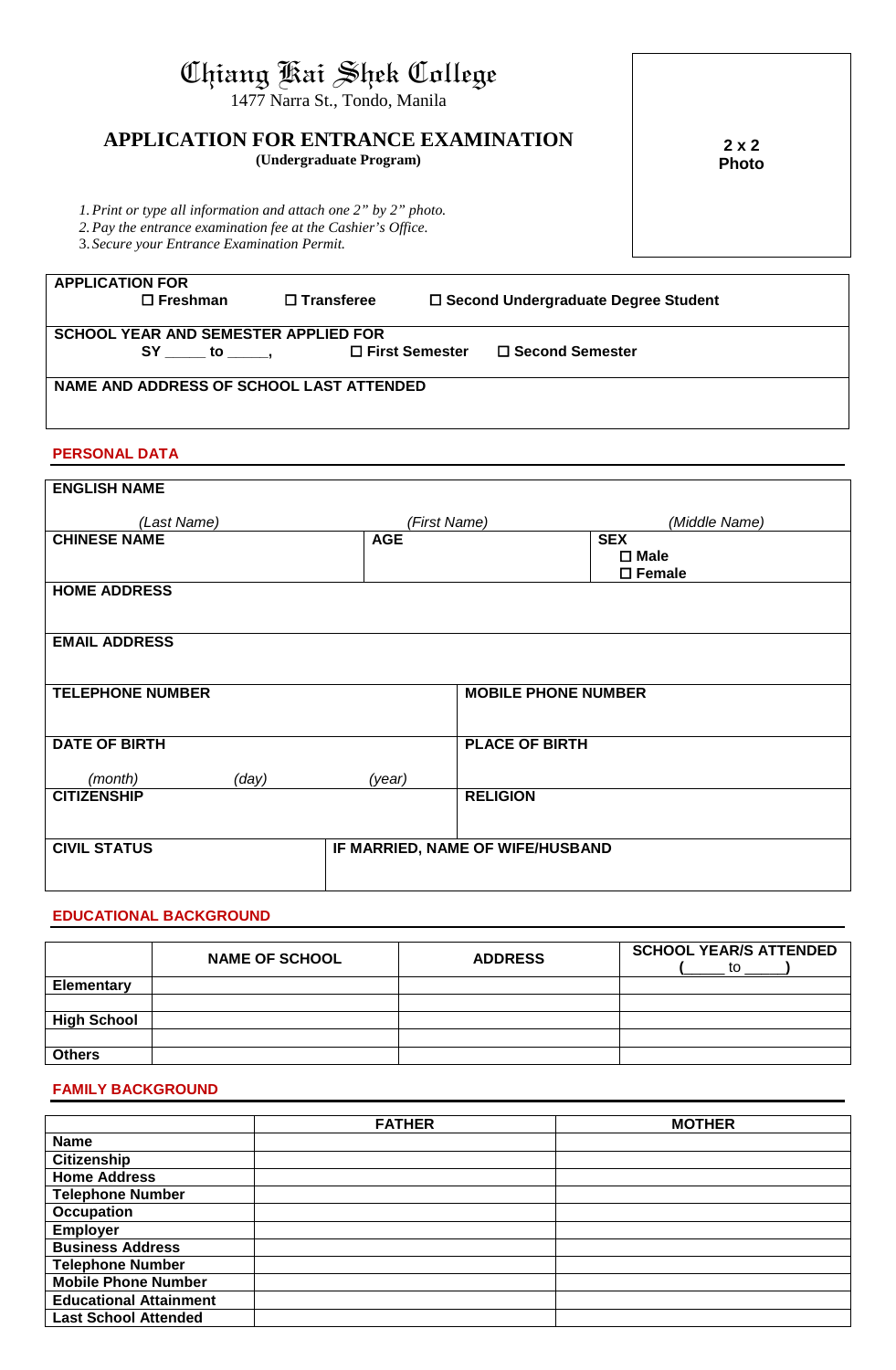# Chiang Kai Shek College

1477 Narra St., Tondo, Manila

## APPLICATION FOR ENTRANCE EXAMINATION

**(Undergraduate Program)**

**2 x 2 Photo**

1. *Print or type all information and attach one 2" by 2" photo.*
2. *Pay the entrance examination fee at the Cashier's Office.*
3. *Secure your Entrance Examination Permit.*

**APPLICATION FOR**

☐ **Freshman** ☐ **Transferee** ☐ **Second Undergraduate Degree Student**

**SCHOOL YEAR AND SEMESTER APPLIED FOR**

**SY _____ to _____,** ☐ **First Semester** ☐ **Second Semester**

**NAME AND ADDRESS OF SCHOOL LAST ATTENDED**

## PERSONAL DATA

**ENGLISH NAME**

*(Last Name)* *(First Name)* *(Middle Name)*

| **CHINESE NAME** | **AGE** | **SEX** ☐ **Male** ☐ **Female** |
|---|---|---|

**HOME ADDRESS**

**EMAIL ADDRESS**

| **TELEPHONE NUMBER** | **MOBILE PHONE NUMBER** |
|---|---|
| **DATE OF BIRTH** *(month)* *(day)* *(year)* | **PLACE OF BIRTH** |
| **CITIZENSHIP** | **RELIGION** |
| **CIVIL STATUS** | **IF MARRIED, NAME OF WIFE/HUSBAND** |

## EDUCATIONAL BACKGROUND

| | **NAME OF SCHOOL** | **ADDRESS** | **SCHOOL YEAR/S ATTENDED (_____ to _____)** |
|---|---|---|---|
| **Elementary** | | | |
| | | | |
| **High School** | | | |
| | | | |
| **Others** | | | |

## FAMILY BACKGROUND

| | **FATHER** | **MOTHER** |
|---|---|---|
| **Name** | | |
| **Citizenship** | | |
| **Home Address** | | |
| **Telephone Number** | | |
| **Occupation** | | |
| **Employer** | | |
| **Business Address** | | |
| **Telephone Number** | | |
| **Mobile Phone Number** | | |
| **Educational Attainment** | | |
| **Last School Attended** | | |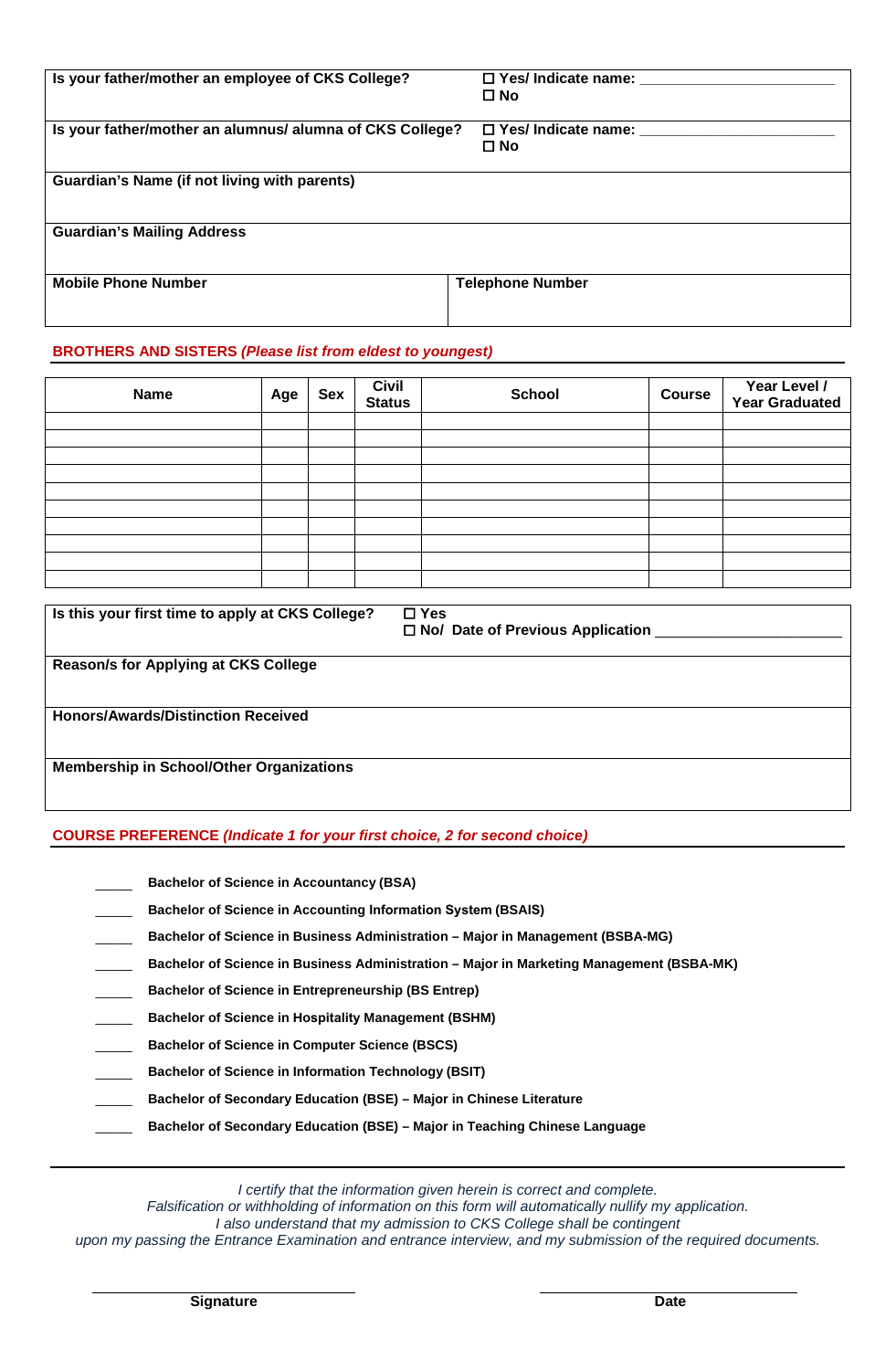| | |
|---|---|
| **Is your father/mother an employee of CKS College?** | ☐ **Yes/ Indicate name: \_\_\_\_\_\_\_\_\_\_\_\_\_\_\_\_\_\_\_\_\_\_\_\_**<br>☐ **No** |
| **Is your father/mother an alumnus/ alumna of CKS College?** | ☐ **Yes/ Indicate name: \_\_\_\_\_\_\_\_\_\_\_\_\_\_\_\_\_\_\_\_\_\_\_\_**<br>☐ **No** |
| **Guardian's Name (if not living with parents)** | |
| **Guardian's Mailing Address** | |
| **Mobile Phone Number** | **Telephone Number** |

## BROTHERS AND SISTERS *(Please list from eldest to youngest)*

| Name | Age | Sex | Civil Status | School | Course | Year Level / Year Graduated |
|---|---|---|---|---|---|---|
| | | | | | | |
| | | | | | | |
| | | | | | | |
| | | | | | | |
| | | | | | | |
| | | | | | | |
| | | | | | | |
| | | | | | | |
| | | | | | | |
| | | | | | | |

| | |
|---|---|
| **Is this your first time to apply at CKS College?** | ☐ **Yes**<br>☐ **No/ Date of Previous Application \_\_\_\_\_\_\_\_\_\_\_\_\_\_\_\_\_\_\_\_\_\_\_\_** |
| **Reason/s for Applying at CKS College** | |
| **Honors/Awards/Distinction Received** | |
| **Membership in School/Other Organizations** | |

## COURSE PREFERENCE *(Indicate 1 for your first choice, 2 for second choice)*

\_\_\_\_\_ **Bachelor of Science in Accountancy (BSA)**

\_\_\_\_\_ **Bachelor of Science in Accounting Information System (BSAIS)**

\_\_\_\_\_ **Bachelor of Science in Business Administration – Major in Management (BSBA-MG)**

\_\_\_\_\_ **Bachelor of Science in Business Administration – Major in Marketing Management (BSBA-MK)**

\_\_\_\_\_ **Bachelor of Science in Entrepreneurship (BS Entrep)**

\_\_\_\_\_ **Bachelor of Science in Hospitality Management (BSHM)**

\_\_\_\_\_ **Bachelor of Science in Computer Science (BSCS)**

\_\_\_\_\_ **Bachelor of Science in Information Technology (BSIT)**

\_\_\_\_\_ **Bachelor of Secondary Education (BSE) – Major in Chinese Literature**

\_\_\_\_\_ **Bachelor of Secondary Education (BSE) – Major in Teaching Chinese Language**

---

*I certify that the information given herein is correct and complete.*
*Falsification or withholding of information on this form will automatically nullify my application.*
*I also understand that my admission to CKS College shall be contingent*
*upon my passing the Entrance Examination and entrance interview, and my submission of the required documents.*

\_\_\_\_\_\_\_\_\_\_\_\_\_\_\_\_\_\_\_\_\_\_\_\_\_\_\_\_\_\_ \_\_\_\_\_\_\_\_\_\_\_\_\_\_\_\_\_\_\_\_\_\_\_\_\_\_\_\_\_\_

**Signature** **Date**